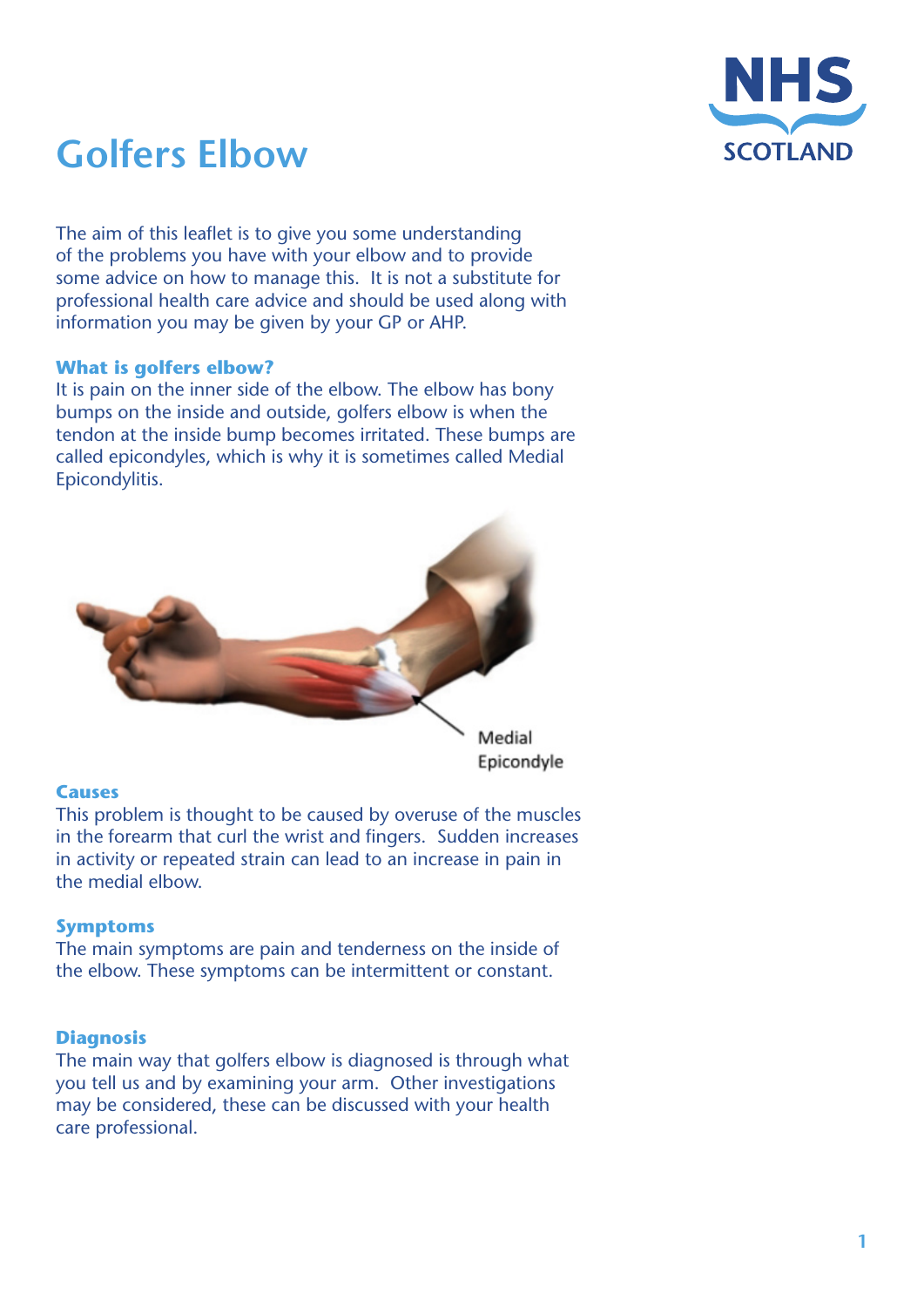# Golfers Elbow

NHS SCOTLAND

The aim of this leaflet is to give you some understanding of the problems you have with your elbow and to provide some advice on how to manage this. It is not a substitute for professional health care advice and should be used along with information you may be given by your GP or AHP.

### What is golfers elbow?

It is pain on the inner side of the elbow. The elbow has bony bumps on the inside and outside, golfers elbow is when the tendon at the inside bump becomes irritated. These bumps are called epicondyles, which is why it is sometimes called Medial Epicondylitis.

Medial Epicondyle

### Causes

This problem is thought to be caused by overuse of the muscles in the forearm that curl the wrist and fingers. Sudden increases in activity or repeated strain can lead to an increase in pain in the medial elbow.

### Symptoms

The main symptoms are pain and tenderness on the inside of the elbow. These symptoms can be intermittent or constant.

### Diagnosis

The main way that golfers elbow is diagnosed is through what you tell us and by examining your arm. Other investigations may be considered, these can be discussed with your health care professional.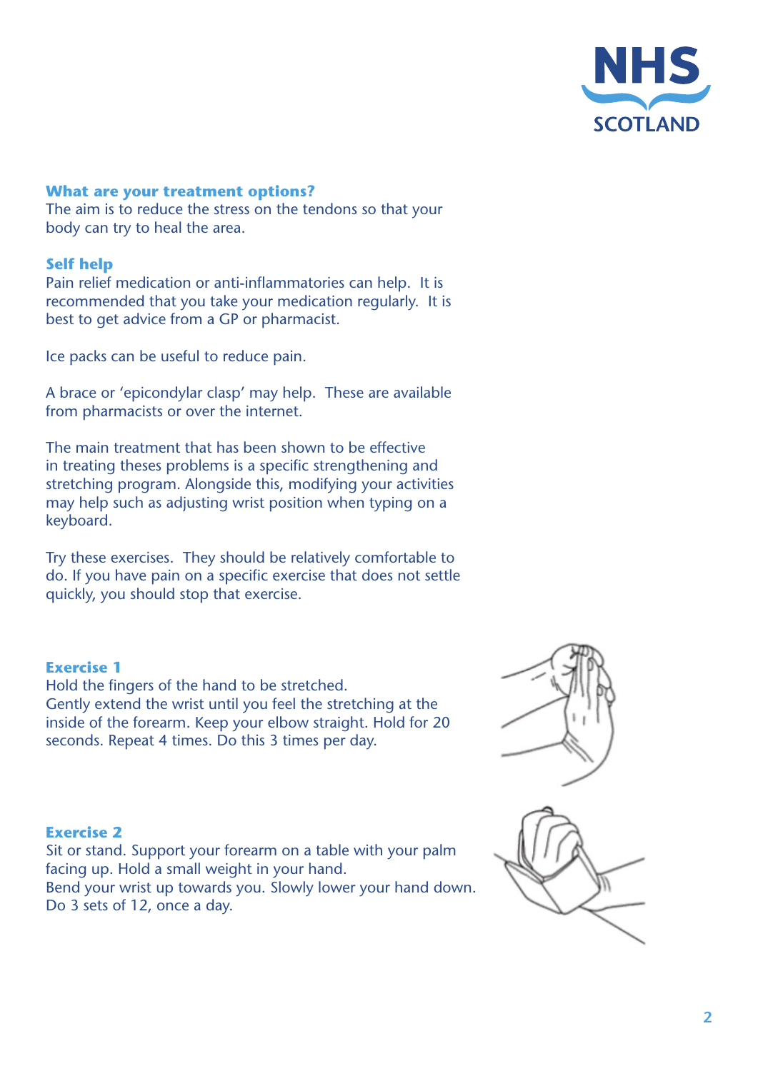## What are your treatment options?

The aim is to reduce the stress on the tendons so that your body can try to heal the area.

## Self help

Pain relief medication or anti-inflammatories can help. It is recommended that you take your medication regularly. It is best to get advice from a GP or pharmacist.

Ice packs can be useful to reduce pain.

A brace or 'epicondylar clasp' may help. These are available from pharmacists or over the internet.

The main treatment that has been shown to be effective in treating theses problems is a specific strengthening and stretching program. Alongside this, modifying your activities may help such as adjusting wrist position when typing on a keyboard.

Try these exercises. They should be relatively comfortable to do. If you have pain on a specific exercise that does not settle quickly, you should stop that exercise.

## Exercise 1

Hold the fingers of the hand to be stretched.
Gently extend the wrist until you feel the stretching at the inside of the forearm. Keep your elbow straight. Hold for 20 seconds. Repeat 4 times. Do this 3 times per day.

## Exercise 2

Sit or stand. Support your forearm on a table with your palm facing up. Hold a small weight in your hand.
Bend your wrist up towards you. Slowly lower your hand down. Do 3 sets of 12, once a day.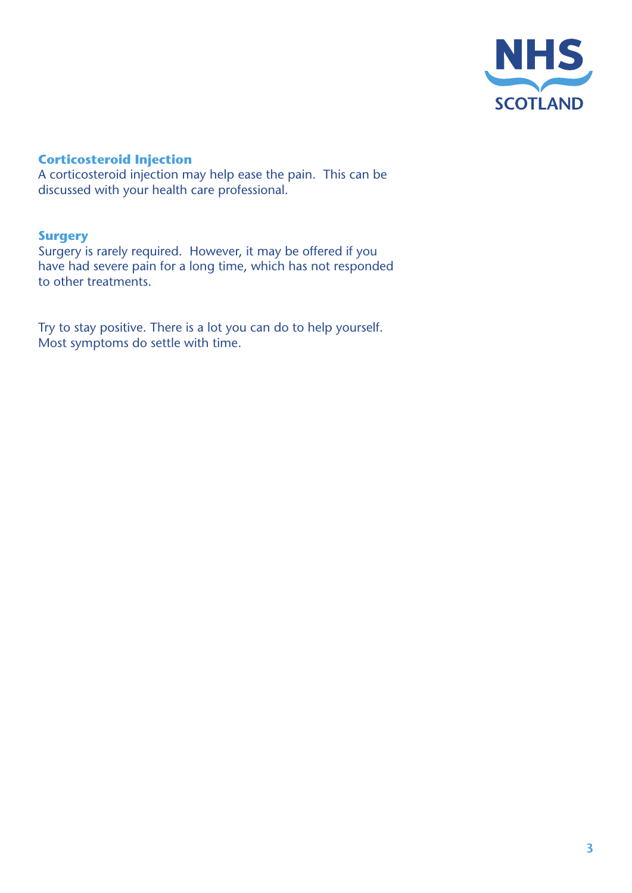### Corticosteroid Injection

A corticosteroid injection may help ease the pain. This can be discussed with your health care professional.

### Surgery

Surgery is rarely required. However, it may be offered if you have had severe pain for a long time, which has not responded to other treatments.

Try to stay positive. There is a lot you can do to help yourself. Most symptoms do settle with time.